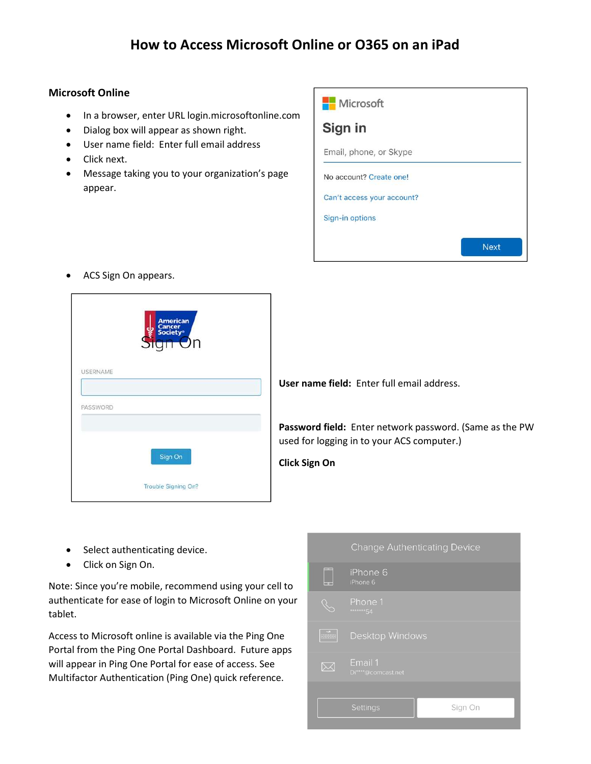# How to Access Microsoft Online or O365 on an iPad

## Microsoft Online

- In a browser, enter URL login.microsoftonline.com
- Dialog box will appear as shown right.
- User name field: Enter full email address
- Click next.
- Message taking you to your organization's page appear.

- ACS Sign On appears.

**User name field:** Enter full email address.

**Password field:** Enter network password. (Same as the PW used for logging in to your ACS computer.)

**Click Sign On**

- Select authenticating device.
- Click on Sign On.

Note: Since you're mobile, recommend using your cell to authenticate for ease of login to Microsoft Online on your tablet.

Access to Microsoft online is available via the Ping One Portal from the Ping One Portal Dashboard. Future apps will appear in Ping One Portal for ease of access. See Multifactor Authentication (Ping One) quick reference.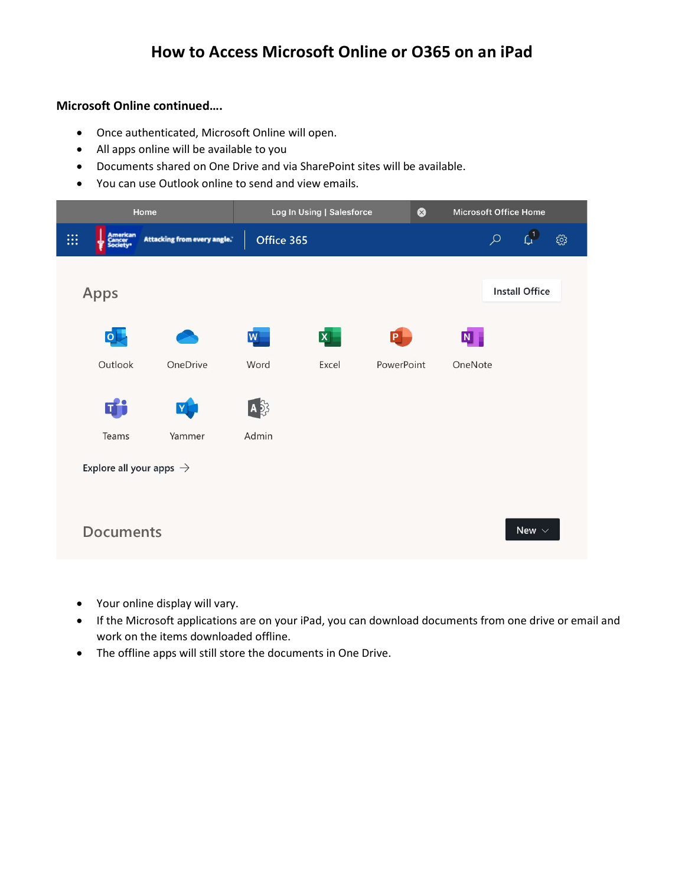# How to Access Microsoft Online or O365 on an iPad

**Microsoft Online continued….**

- Once authenticated, Microsoft Online will open.
- All apps online will be available to you
- Documents shared on One Drive and via SharePoint sites will be available.
- You can use Outlook online to send and view emails.

- Your online display will vary.
- If the Microsoft applications are on your iPad, you can download documents from one drive or email and work on the items downloaded offline.
- The offline apps will still store the documents in One Drive.